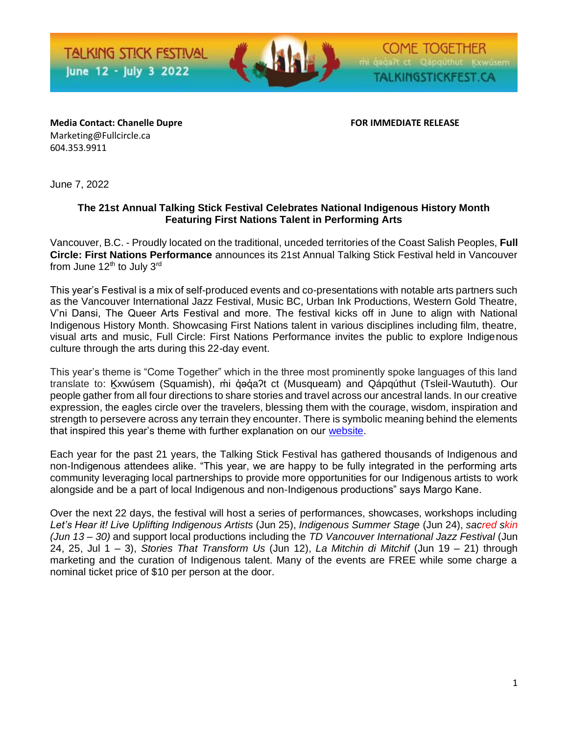TALKING STICK FESTIVAL
June 12 - July 3 2022

COME TOGETHER
m̓i q̓əq̓aʔt ct Qápqúthut K̲xwúsem
TALKINGSTICKFEST.CA

**Media Contact: Chanelle Dupre**
Marketing@Fullcircle.ca
604.353.9911

**FOR IMMEDIATE RELEASE**

June 7, 2022

**The 21st Annual Talking Stick Festival Celebrates National Indigenous History Month Featuring First Nations Talent in Performing Arts**

Vancouver, B.C. - Proudly located on the traditional, unceded territories of the Coast Salish Peoples, **Full Circle: First Nations Performance** announces its 21st Annual Talking Stick Festival held in Vancouver from June 12th to July 3rd

This year's Festival is a mix of self-produced events and co-presentations with notable arts partners such as the Vancouver International Jazz Festival, Music BC, Urban Ink Productions, Western Gold Theatre, V'ni Dansi, The Queer Arts Festival and more. The festival kicks off in June to align with National Indigenous History Month. Showcasing First Nations talent in various disciplines including film, theatre, visual arts and music, Full Circle: First Nations Performance invites the public to explore Indigenous culture through the arts during this 22-day event.

This year's theme is "Come Together" which in the three most prominently spoke languages of this land translate to: K̲xwúsem (Squamish), m̓i q̓əq̓aʔt ct (Musqueam) and Qápqúthut (Tsleil-Waututh). Our people gather from all four directions to share stories and travel across our ancestral lands. In our creative expression, the eagles circle over the travelers, blessing them with the courage, wisdom, inspiration and strength to persevere across any terrain they encounter. There is symbolic meaning behind the elements that inspired this year's theme with further explanation on our website.

Each year for the past 21 years, the Talking Stick Festival has gathered thousands of Indigenous and non-Indigenous attendees alike. "This year, we are happy to be fully integrated in the performing arts community leveraging local partnerships to provide more opportunities for our Indigenous artists to work alongside and be a part of local Indigenous and non-Indigenous productions" says Margo Kane.

Over the next 22 days, the festival will host a series of performances, showcases, workshops including *Let's Hear it! Live Uplifting Indigenous Artists* (Jun 25), *Indigenous Summer Stage* (Jun 24), *sacred skin (Jun 13 – 30)* and support local productions including the *TD Vancouver International Jazz Festival* (Jun 24, 25, Jul 1 – 3), *Stories That Transform Us* (Jun 12), *La Mitchin di Mitchif* (Jun 19 – 21) through marketing and the curation of Indigenous talent. Many of the events are FREE while some charge a nominal ticket price of $10 per person at the door.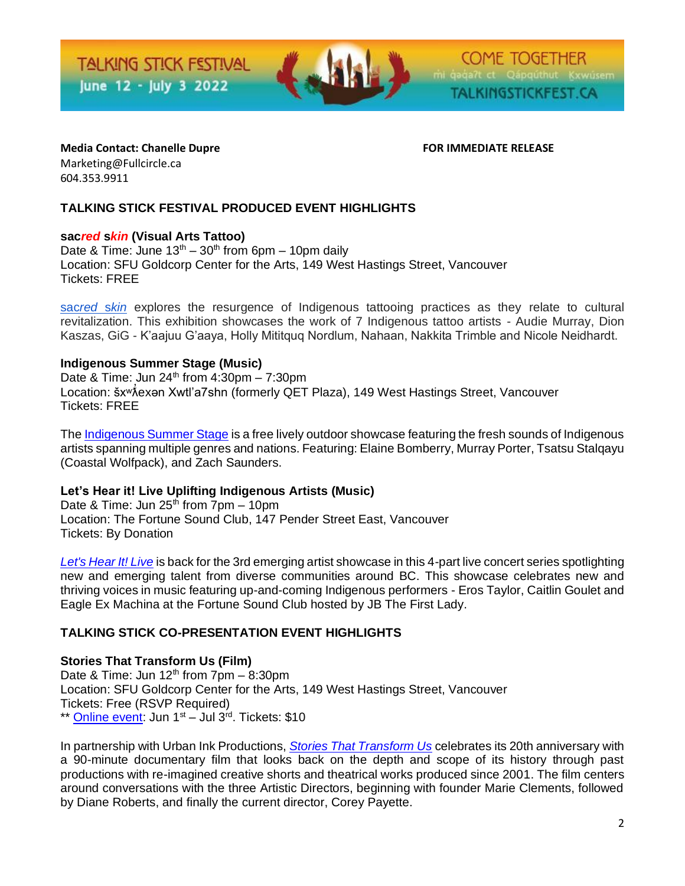**Media Contact: Chanelle Dupre** **FOR IMMEDIATE RELEASE**
Marketing@Fullcircle.ca
604.353.9911

## TALKING STICK FESTIVAL PRODUCED EVENT HIGHLIGHTS

### sac*red* s*kin* (Visual Arts Tattoo)

Date & Time: June 13th – 30th from 6pm – 10pm daily
Location: SFU Goldcorp Center for the Arts, 149 West Hastings Street, Vancouver
Tickets: FREE

sac*red* s*kin* explores the resurgence of Indigenous tattooing practices as they relate to cultural revitalization. This exhibition showcases the work of 7 Indigenous tattoo artists - Audie Murray, Dion Kaszas, GiG - K'aajuu G'aaya, Holly Mititquq Nordlum, Nahaan, Nakkita Trimble and Nicole Neidhardt.

### Indigenous Summer Stage (Music)

Date & Time: Jun 24th from 4:30pm – 7:30pm
Location: šxʷƛ̓exən Xwtl'a7shn (formerly QET Plaza), 149 West Hastings Street, Vancouver
Tickets: FREE

The Indigenous Summer Stage is a free lively outdoor showcase featuring the fresh sounds of Indigenous artists spanning multiple genres and nations. Featuring: Elaine Bomberry, Murray Porter, Tsatsu Stalqayu (Coastal Wolfpack), and Zach Saunders.

### Let's Hear it! Live Uplifting Indigenous Artists (Music)

Date & Time: Jun 25th from 7pm – 10pm
Location: The Fortune Sound Club, 147 Pender Street East, Vancouver
Tickets: By Donation

*Let's Hear It! Live* is back for the 3rd emerging artist showcase in this 4-part live concert series spotlighting new and emerging talent from diverse communities around BC. This showcase celebrates new and thriving voices in music featuring up-and-coming Indigenous performers - Eros Taylor, Caitlin Goulet and Eagle Ex Machina at the Fortune Sound Club hosted by JB The First Lady.

## TALKING STICK CO-PRESENTATION EVENT HIGHLIGHTS

### Stories That Transform Us (Film)

Date & Time: Jun 12th from 7pm – 8:30pm
Location: SFU Goldcorp Center for the Arts, 149 West Hastings Street, Vancouver
Tickets: Free (RSVP Required)
** Online event: Jun 1st – Jul 3rd. Tickets: $10

In partnership with Urban Ink Productions, *Stories That Transform Us* celebrates its 20th anniversary with a 90-minute documentary film that looks back on the depth and scope of its history through past productions with re-imagined creative shorts and theatrical works produced since 2001. The film centers around conversations with the three Artistic Directors, beginning with founder Marie Clements, followed by Diane Roberts, and finally the current director, Corey Payette.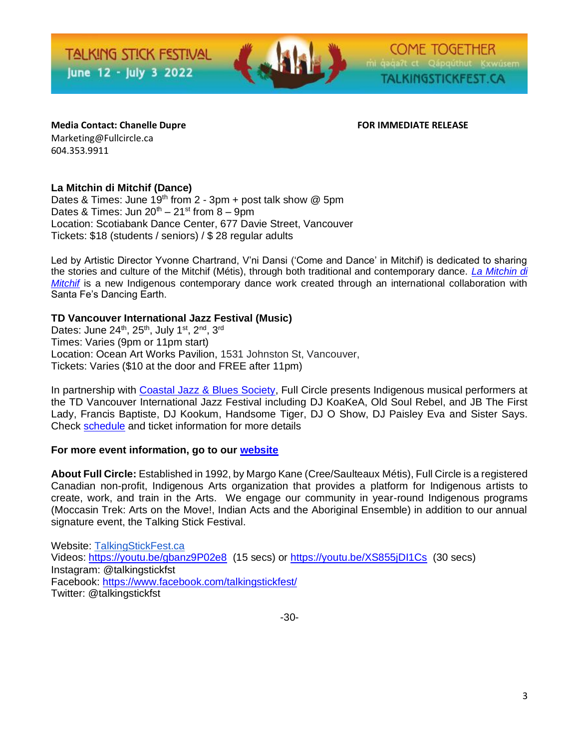TALKING STICK FESTIVAL
June 12 - July 3 2022

COME TOGETHER
mi q̓əq̓aʔɬ ct Qápqúthut Ḵxwúsem
TALKINGSTICKFEST.CA

**Media Contact: Chanelle Dupre**
Marketing@Fullcircle.ca
604.353.9911

**FOR IMMEDIATE RELEASE**

**La Mitchin di Mitchif (Dance)**
Dates & Times: June 19th from 2 - 3pm + post talk show @ 5pm
Dates & Times: Jun 20th – 21st from 8 – 9pm
Location: Scotiabank Dance Center, 677 Davie Street, Vancouver
Tickets: $18 (students / seniors) / $ 28 regular adults

Led by Artistic Director Yvonne Chartrand, V'ni Dansi ('Come and Dance' in Mitchif) is dedicated to sharing the stories and culture of the Mitchif (Métis), through both traditional and contemporary dance. *La Mitchin di Mitchif* is a new Indigenous contemporary dance work created through an international collaboration with Santa Fe's Dancing Earth.

**TD Vancouver International Jazz Festival (Music)**
Dates: June 24th, 25th, July 1st, 2nd, 3rd
Times: Varies (9pm or 11pm start)
Location: Ocean Art Works Pavilion, 1531 Johnston St, Vancouver,
Tickets: Varies ($10 at the door and FREE after 11pm)

In partnership with Coastal Jazz & Blues Society, Full Circle presents Indigenous musical performers at the TD Vancouver International Jazz Festival including DJ KoaKeA, Old Soul Rebel, and JB The First Lady, Francis Baptiste, DJ Kookum, Handsome Tiger, DJ O Show, DJ Paisley Eva and Sister Says. Check schedule and ticket information for more details

**For more event information, go to our website**

**About Full Circle:** Established in 1992, by Margo Kane (Cree/Saulteaux Métis), Full Circle is a registered Canadian non-profit, Indigenous Arts organization that provides a platform for Indigenous artists to create, work, and train in the Arts. We engage our community in year-round Indigenous programs (Moccasin Trek: Arts on the Move!, Indian Acts and the Aboriginal Ensemble) in addition to our annual signature event, the Talking Stick Festival.

Website: TalkingStickFest.ca
Videos: https://youtu.be/gbanz9P02e8 (15 secs) or https://youtu.be/XS855jDI1Cs (30 secs)
Instagram: @talkingstickfst
Facebook: https://www.facebook.com/talkingstickfest/
Twitter: @talkingstickfst

-30-